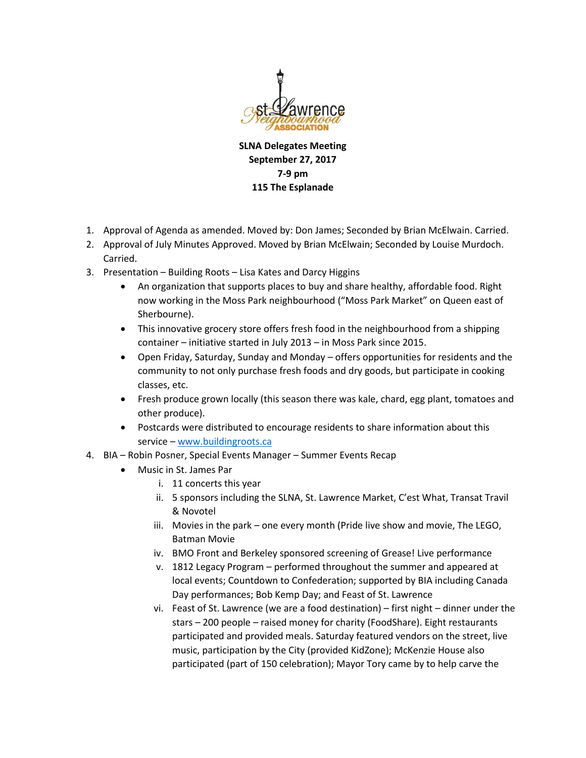**SLNA Delegates Meeting**
**September 27, 2017**
**7-9 pm**
**115 The Esplanade**

1. Approval of Agenda as amended. Moved by: Don James; Seconded by Brian McElwain. Carried.
2. Approval of July Minutes Approved. Moved by Brian McElwain; Seconded by Louise Murdoch. Carried.
3. Presentation – Building Roots – Lisa Kates and Darcy Higgins
   - An organization that supports places to buy and share healthy, affordable food. Right now working in the Moss Park neighbourhood ("Moss Park Market" on Queen east of Sherbourne).
   - This innovative grocery store offers fresh food in the neighbourhood from a shipping container – initiative started in July 2013 – in Moss Park since 2015.
   - Open Friday, Saturday, Sunday and Monday – offers opportunities for residents and the community to not only purchase fresh foods and dry goods, but participate in cooking classes, etc.
   - Fresh produce grown locally (this season there was kale, chard, egg plant, tomatoes and other produce).
   - Postcards were distributed to encourage residents to share information about this service – www.buildingroots.ca
4. BIA – Robin Posner, Special Events Manager – Summer Events Recap
   - Music in St. James Par
      i. 11 concerts this year
      ii. 5 sponsors including the SLNA, St. Lawrence Market, C'est What, Transat Travil & Novotel
      iii. Movies in the park – one every month (Pride live show and movie, The LEGO, Batman Movie
      iv. BMO Front and Berkeley sponsored screening of Grease! Live performance
      v. 1812 Legacy Program – performed throughout the summer and appeared at local events; Countdown to Confederation; supported by BIA including Canada Day performances; Bob Kemp Day; and Feast of St. Lawrence
      vi. Feast of St. Lawrence (we are a food destination) – first night – dinner under the stars – 200 people – raised money for charity (FoodShare). Eight restaurants participated and provided meals. Saturday featured vendors on the street, live music, participation by the City (provided KidZone); McKenzie House also participated (part of 150 celebration); Mayor Tory came by to help carve the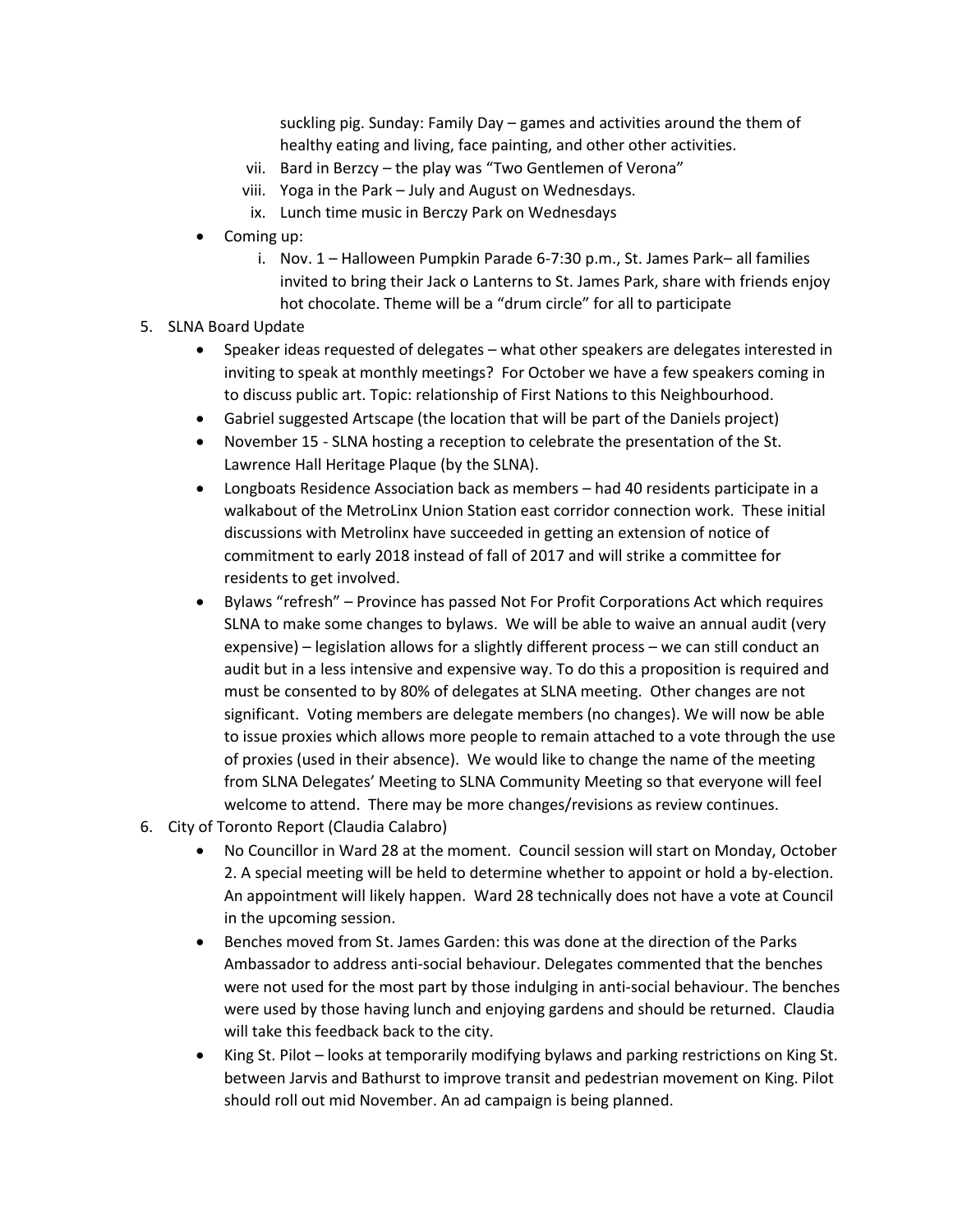suckling pig. Sunday: Family Day – games and activities around the them of healthy eating and living, face painting, and other other activities.

   vii. Bard in Berzcy – the play was "Two Gentlemen of Verona"
   viii. Yoga in the Park – July and August on Wednesdays.
   ix. Lunch time music in Berczy Park on Wednesdays

- Coming up:
   i. Nov. 1 – Halloween Pumpkin Parade 6-7:30 p.m., St. James Park– all families invited to bring their Jack o Lanterns to St. James Park, share with friends enjoy hot chocolate. Theme will be a "drum circle" for all to participate

5. SLNA Board Update
   - Speaker ideas requested of delegates – what other speakers are delegates interested in inviting to speak at monthly meetings? For October we have a few speakers coming in to discuss public art. Topic: relationship of First Nations to this Neighbourhood.
   - Gabriel suggested Artscape (the location that will be part of the Daniels project)
   - November 15 - SLNA hosting a reception to celebrate the presentation of the St. Lawrence Hall Heritage Plaque (by the SLNA).
   - Longboats Residence Association back as members – had 40 residents participate in a walkabout of the MetroLinx Union Station east corridor connection work. These initial discussions with Metrolinx have succeeded in getting an extension of notice of commitment to early 2018 instead of fall of 2017 and will strike a committee for residents to get involved.
   - Bylaws "refresh" – Province has passed Not For Profit Corporations Act which requires SLNA to make some changes to bylaws. We will be able to waive an annual audit (very expensive) – legislation allows for a slightly different process – we can still conduct an audit but in a less intensive and expensive way. To do this a proposition is required and must be consented to by 80% of delegates at SLNA meeting. Other changes are not significant. Voting members are delegate members (no changes). We will now be able to issue proxies which allows more people to remain attached to a vote through the use of proxies (used in their absence). We would like to change the name of the meeting from SLNA Delegates' Meeting to SLNA Community Meeting so that everyone will feel welcome to attend. There may be more changes/revisions as review continues.

6. City of Toronto Report (Claudia Calabro)
   - No Councillor in Ward 28 at the moment. Council session will start on Monday, October 2. A special meeting will be held to determine whether to appoint or hold a by-election. An appointment will likely happen. Ward 28 technically does not have a vote at Council in the upcoming session.
   - Benches moved from St. James Garden: this was done at the direction of the Parks Ambassador to address anti-social behaviour. Delegates commented that the benches were not used for the most part by those indulging in anti-social behaviour. The benches were used by those having lunch and enjoying gardens and should be returned. Claudia will take this feedback back to the city.
   - King St. Pilot – looks at temporarily modifying bylaws and parking restrictions on King St. between Jarvis and Bathurst to improve transit and pedestrian movement on King. Pilot should roll out mid November. An ad campaign is being planned.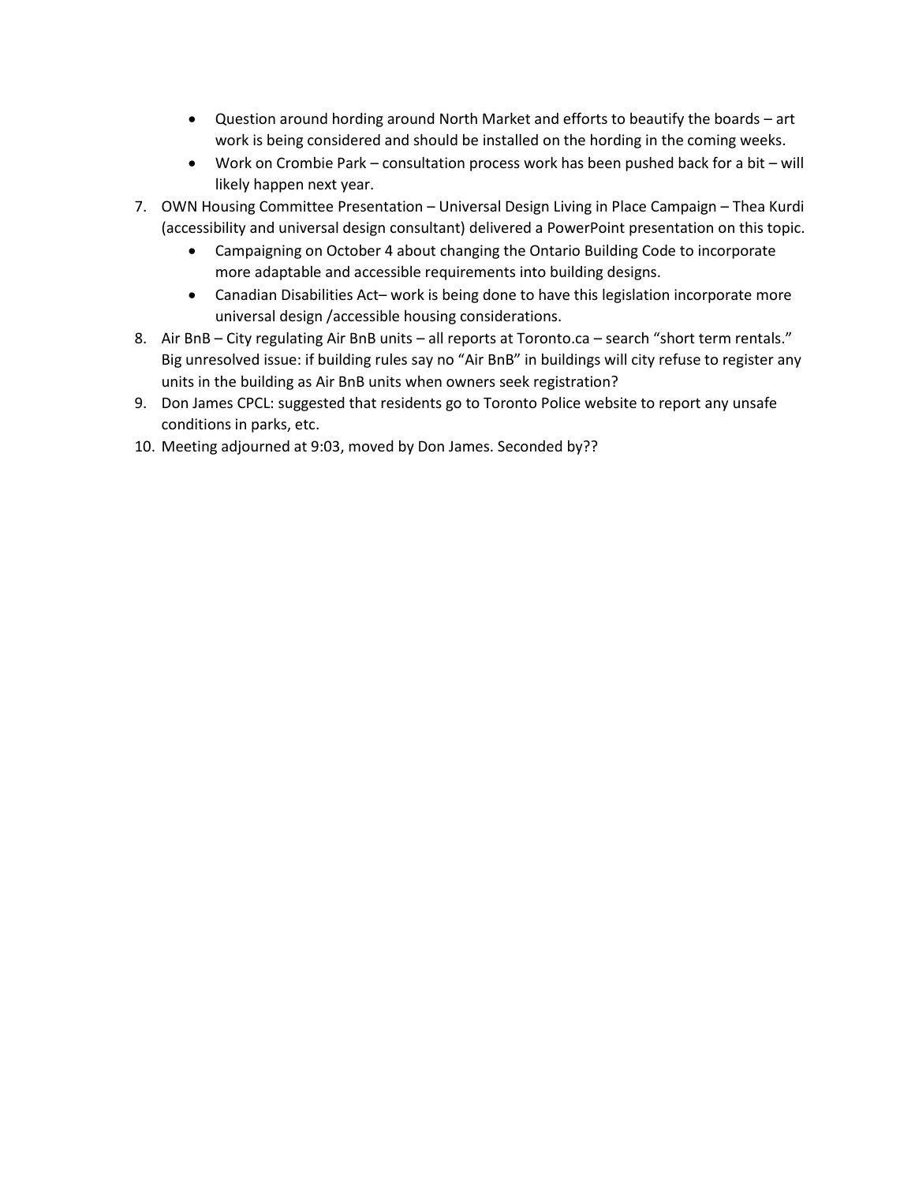- Question around hording around North Market and efforts to beautify the boards – art work is being considered and should be installed on the hording in the coming weeks.
- Work on Crombie Park – consultation process work has been pushed back for a bit – will likely happen next year.

7. OWN Housing Committee Presentation – Universal Design Living in Place Campaign – Thea Kurdi (accessibility and universal design consultant) delivered a PowerPoint presentation on this topic.
   - Campaigning on October 4 about changing the Ontario Building Code to incorporate more adaptable and accessible requirements into building designs.
   - Canadian Disabilities Act– work is being done to have this legislation incorporate more universal design /accessible housing considerations.
8. Air BnB – City regulating Air BnB units – all reports at Toronto.ca – search "short term rentals." Big unresolved issue: if building rules say no "Air BnB" in buildings will city refuse to register any units in the building as Air BnB units when owners seek registration?
9. Don James CPCL: suggested that residents go to Toronto Police website to report any unsafe conditions in parks, etc.
10. Meeting adjourned at 9:03, moved by Don James. Seconded by??